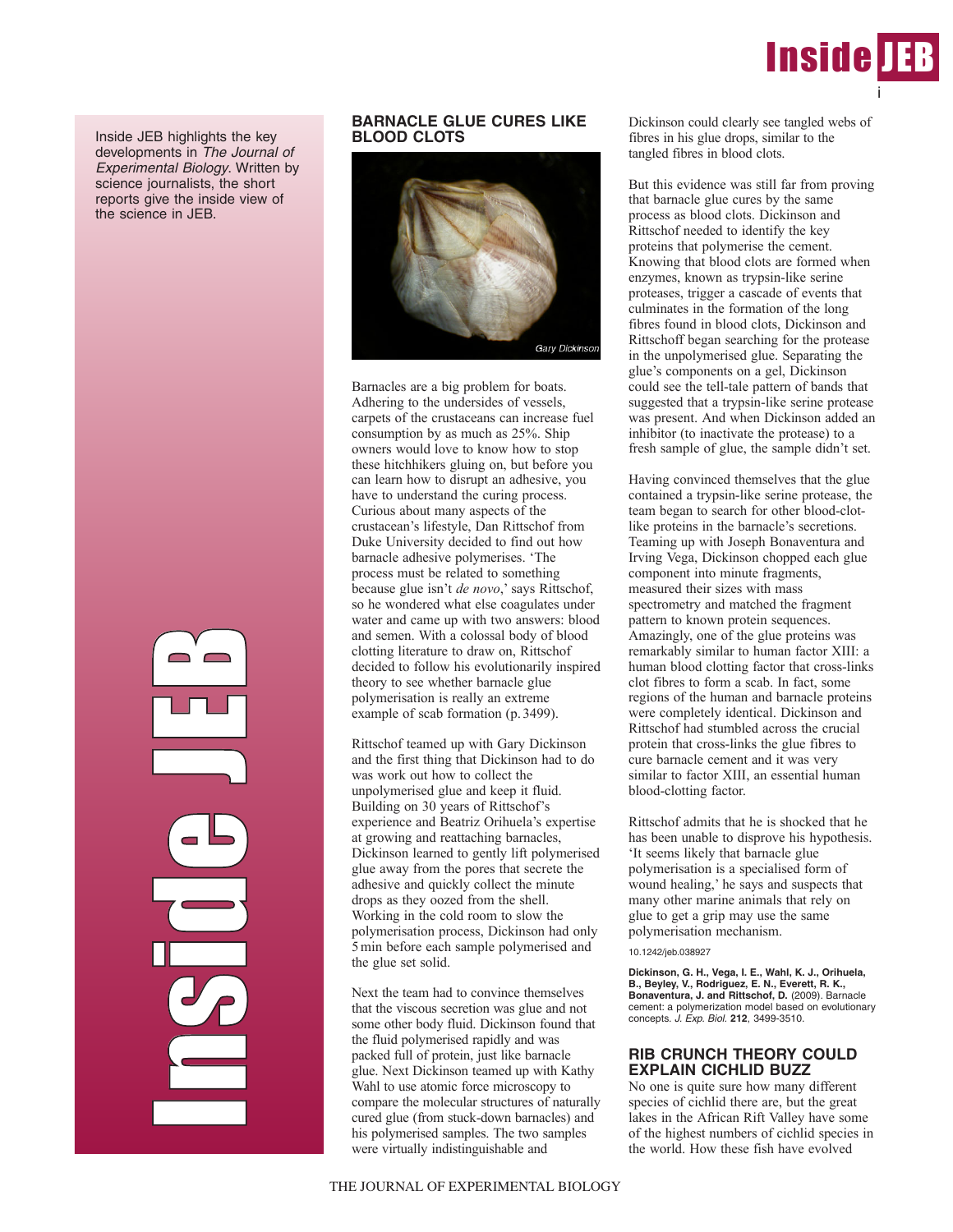Inside JEB highlights the key developments in *The Journal of Experimental Biology*. Written by science journalists, the short reports give the inside view of the science in JEB.

## BARNACLE GLUE CURES LIKE BLOOD CLOTS

Gary Dickinson

Barnacles are a big problem for boats. Adhering to the undersides of vessels, carpets of the crustaceans can increase fuel consumption by as much as 25%. Ship owners would love to know how to stop these hitchhikers gluing on, but before you can learn how to disrupt an adhesive, you have to understand the curing process. Curious about many aspects of the crustacean's lifestyle, Dan Rittschof from Duke University decided to find out how barnacle adhesive polymerises. 'The process must be related to something because glue isn't *de novo*,' says Rittschof, so he wondered what else coagulates under water and came up with two answers: blood and semen. With a colossal body of blood clotting literature to draw on, Rittschof decided to follow his evolutionarily inspired theory to see whether barnacle glue polymerisation is really an extreme example of scab formation (p. 3499).

Rittschof teamed up with Gary Dickinson and the first thing that Dickinson had to do was work out how to collect the unpolymerised glue and keep it fluid. Building on 30 years of Rittschof's experience and Beatriz Orihuela's expertise at growing and reattaching barnacles, Dickinson learned to gently lift polymerised glue away from the pores that secrete the adhesive and quickly collect the minute drops as they oozed from the shell. Working in the cold room to slow the polymerisation process, Dickinson had only 5 min before each sample polymerised and the glue set solid.

Next the team had to convince themselves that the viscous secretion was glue and not some other body fluid. Dickinson found that the fluid polymerised rapidly and was packed full of protein, just like barnacle glue. Next Dickinson teamed up with Kathy Wahl to use atomic force microscopy to compare the molecular structures of naturally cured glue (from stuck-down barnacles) and his polymerised samples. The two samples were virtually indistinguishable and Dickinson could clearly see tangled webs of fibres in his glue drops, similar to the tangled fibres in blood clots.

But this evidence was still far from proving that barnacle glue cures by the same process as blood clots. Dickinson and Rittschof needed to identify the key proteins that polymerise the cement. Knowing that blood clots are formed when enzymes, known as trypsin-like serine proteases, trigger a cascade of events that culminates in the formation of the long fibres found in blood clots, Dickinson and Rittschoff began searching for the protease in the unpolymerised glue. Separating the glue's components on a gel, Dickinson could see the tell-tale pattern of bands that suggested that a trypsin-like serine protease was present. And when Dickinson added an inhibitor (to inactivate the protease) to a fresh sample of glue, the sample didn't set.

Having convinced themselves that the glue contained a trypsin-like serine protease, the team began to search for other blood-clot-like proteins in the barnacle's secretions. Teaming up with Joseph Bonaventura and Irving Vega, Dickinson chopped each glue component into minute fragments, measured their sizes with mass spectrometry and matched the fragment pattern to known protein sequences. Amazingly, one of the glue proteins was remarkably similar to human factor XIII: a human blood clotting factor that cross-links clot fibres to form a scab. In fact, some regions of the human and barnacle proteins were completely identical. Dickinson and Rittschof had stumbled across the crucial protein that cross-links the glue fibres to cure barnacle cement and it was very similar to factor XIII, an essential human blood-clotting factor.

Rittschof admits that he is shocked that he has been unable to disprove his hypothesis. 'It seems likely that barnacle glue polymerisation is a specialised form of wound healing,' he says and suspects that many other marine animals that rely on glue to get a grip may use the same polymerisation mechanism.

10.1242/jeb.038927

**Dickinson, G. H., Vega, I. E., Wahl, K. J., Orihuela, B., Beyley, V., Rodriguez, E. N., Everett, R. K., Bonaventura, J. and Rittschof, D.** (2009). Barnacle cement: a polymerization model based on evolutionary concepts. *J. Exp. Biol.* **212**, 3499-3510.

## RIB CRUNCH THEORY COULD EXPLAIN CICHLID BUZZ

No one is quite sure how many different species of cichlid there are, but the great lakes in the African Rift Valley have some of the highest numbers of cichlid species in the world. How these fish have evolved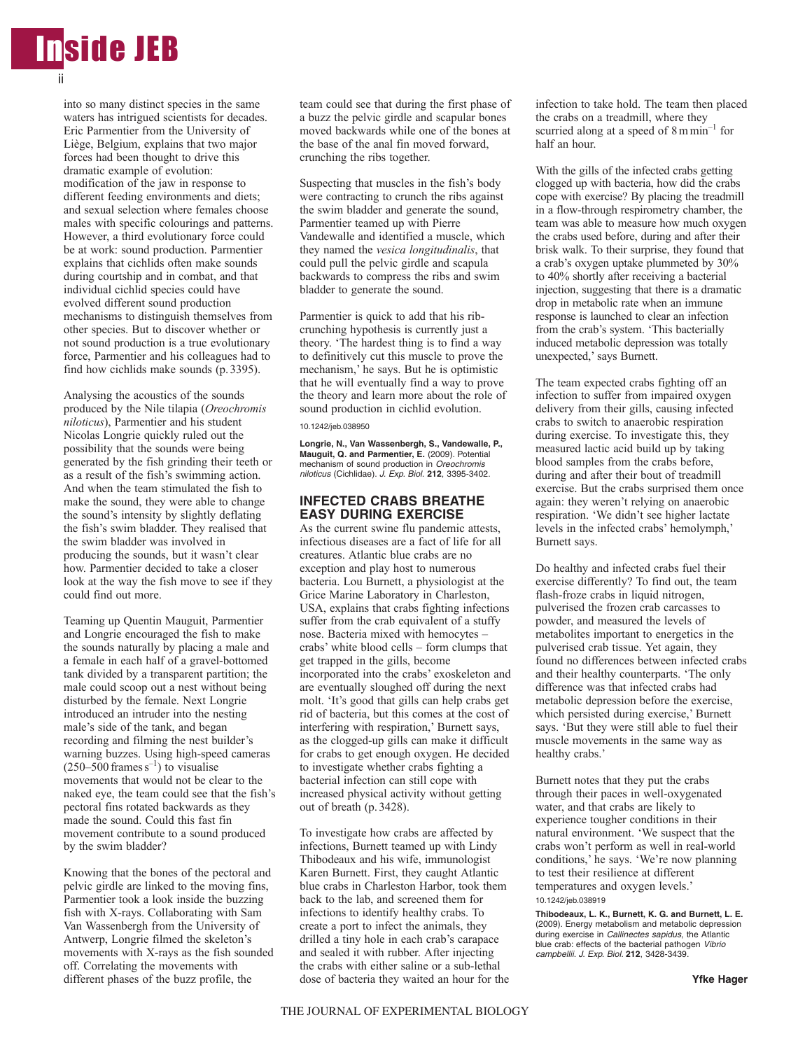into so many distinct species in the same waters has intrigued scientists for decades. Eric Parmentier from the University of Liège, Belgium, explains that two major forces had been thought to drive this dramatic example of evolution: modification of the jaw in response to different feeding environments and diets; and sexual selection where females choose males with specific colourings and patterns. However, a third evolutionary force could be at work: sound production. Parmentier explains that cichlids often make sounds during courtship and in combat, and that individual cichlid species could have evolved different sound production mechanisms to distinguish themselves from other species. But to discover whether or not sound production is a true evolutionary force, Parmentier and his colleagues had to find how cichlids make sounds (p. 3395).

Analysing the acoustics of the sounds produced by the Nile tilapia (*Oreochromis niloticus*), Parmentier and his student Nicolas Longrie quickly ruled out the possibility that the sounds were being generated by the fish grinding their teeth or as a result of the fish's swimming action. And when the team stimulated the fish to make the sound, they were able to change the sound's intensity by slightly deflating the fish's swim bladder. They realised that the swim bladder was involved in producing the sounds, but it wasn't clear how. Parmentier decided to take a closer look at the way the fish move to see if they could find out more.

Teaming up Quentin Mauguit, Parmentier and Longrie encouraged the fish to make the sounds naturally by placing a male and a female in each half of a gravel-bottomed tank divided by a transparent partition; the male could scoop out a nest without being disturbed by the female. Next Longrie introduced an intruder into the nesting male's side of the tank, and began recording and filming the nest builder's warning buzzes. Using high-speed cameras (250–500 frames $s^{-1}$) to visualise movements that would not be clear to the naked eye, the team could see that the fish's pectoral fins rotated backwards as they made the sound. Could this fast fin movement contribute to a sound produced by the swim bladder?

Knowing that the bones of the pectoral and pelvic girdle are linked to the moving fins, Parmentier took a look inside the buzzing fish with X-rays. Collaborating with Sam Van Wassenbergh from the University of Antwerp, Longrie filmed the skeleton's movements with X-rays as the fish sounded off. Correlating the movements with different phases of the buzz profile, the team could see that during the first phase of a buzz the pelvic girdle and scapular bones moved backwards while one of the bones at the base of the anal fin moved forward, crunching the ribs together.

Suspecting that muscles in the fish's body were contracting to crunch the ribs against the swim bladder and generate the sound, Parmentier teamed up with Pierre Vandewalle and identified a muscle, which they named the *vesica longitudinalis*, that could pull the pelvic girdle and scapula backwards to compress the ribs and swim bladder to generate the sound.

Parmentier is quick to add that his rib-crunching hypothesis is currently just a theory. 'The hardest thing is to find a way to definitively cut this muscle to prove the mechanism,' he says. But he is optimistic that he will eventually find a way to prove the theory and learn more about the role of sound production in cichlid evolution.

10.1242/jeb.038950

**Longrie, N., Van Wassenbergh, S., Vandewalle, P., Mauguit, Q. and Parmentier, E.** (2009). Potential mechanism of sound production in *Oreochromis niloticus* (Cichlidae). *J. Exp. Biol.* **212**, 3395-3402.

## INFECTED CRABS BREATHE EASY DURING EXERCISE

As the current swine flu pandemic attests, infectious diseases are a fact of life for all creatures. Atlantic blue crabs are no exception and play host to numerous bacteria. Lou Burnett, a physiologist at the Grice Marine Laboratory in Charleston, USA, explains that crabs fighting infections suffer from the crab equivalent of a stuffy nose. Bacteria mixed with hemocytes – crabs' white blood cells – form clumps that get trapped in the gills, become incorporated into the crabs' exoskeleton and are eventually sloughed off during the next molt. 'It's good that gills can help crabs get rid of bacteria, but this comes at the cost of interfering with respiration,' Burnett says, as the clogged-up gills can make it difficult for crabs to get enough oxygen. He decided to investigate whether crabs fighting a bacterial infection can still cope with increased physical activity without getting out of breath (p. 3428).

To investigate how crabs are affected by infections, Burnett teamed up with Lindy Thibodeaux and his wife, immunologist Karen Burnett. First, they caught Atlantic blue crabs in Charleston Harbor, took them back to the lab, and screened them for infections to identify healthy crabs. To create a port to infect the animals, they drilled a tiny hole in each crab's carapace and sealed it with rubber. After injecting the crabs with either saline or a sub-lethal dose of bacteria they waited an hour for the infection to take hold. The team then placed the crabs on a treadmill, where they scurried along at a speed of 8 m $min^{-1}$ for half an hour.

With the gills of the infected crabs getting clogged up with bacteria, how did the crabs cope with exercise? By placing the treadmill in a flow-through respirometry chamber, the team was able to measure how much oxygen the crabs used before, during and after their brisk walk. To their surprise, they found that a crab's oxygen uptake plummeted by 30% to 40% shortly after receiving a bacterial injection, suggesting that there is a dramatic drop in metabolic rate when an immune response is launched to clear an infection from the crab's system. 'This bacterially induced metabolic depression was totally unexpected,' says Burnett.

The team expected crabs fighting off an infection to suffer from impaired oxygen delivery from their gills, causing infected crabs to switch to anaerobic respiration during exercise. To investigate this, they measured lactic acid build up by taking blood samples from the crabs before, during and after their bout of treadmill exercise. But the crabs surprised them once again: they weren't relying on anaerobic respiration. 'We didn't see higher lactate levels in the infected crabs' hemolymph,' Burnett says.

Do healthy and infected crabs fuel their exercise differently? To find out, the team flash-froze crabs in liquid nitrogen, pulverised the frozen crab carcasses to powder, and measured the levels of metabolites important to energetics in the pulverised crab tissue. Yet again, they found no differences between infected crabs and their healthy counterparts. 'The only difference was that infected crabs had metabolic depression before the exercise, which persisted during exercise,' Burnett says. 'But they were still able to fuel their muscle movements in the same way as healthy crabs.'

Burnett notes that they put the crabs through their paces in well-oxygenated water, and that crabs are likely to experience tougher conditions in their natural environment. 'We suspect that the crabs won't perform as well in real-world conditions,' he says. 'We're now planning to test their resilience at different temperatures and oxygen levels.'

10.1242/jeb.038919

**Thibodeaux, L. K., Burnett, K. G. and Burnett, L. E.** (2009). Energy metabolism and metabolic depression during exercise in *Callinectes sapidus*, the Atlantic blue crab: effects of the bacterial pathogen *Vibrio campbellii*. *J. Exp. Biol.* **212**, 3428-3439.

**Yfke Hager**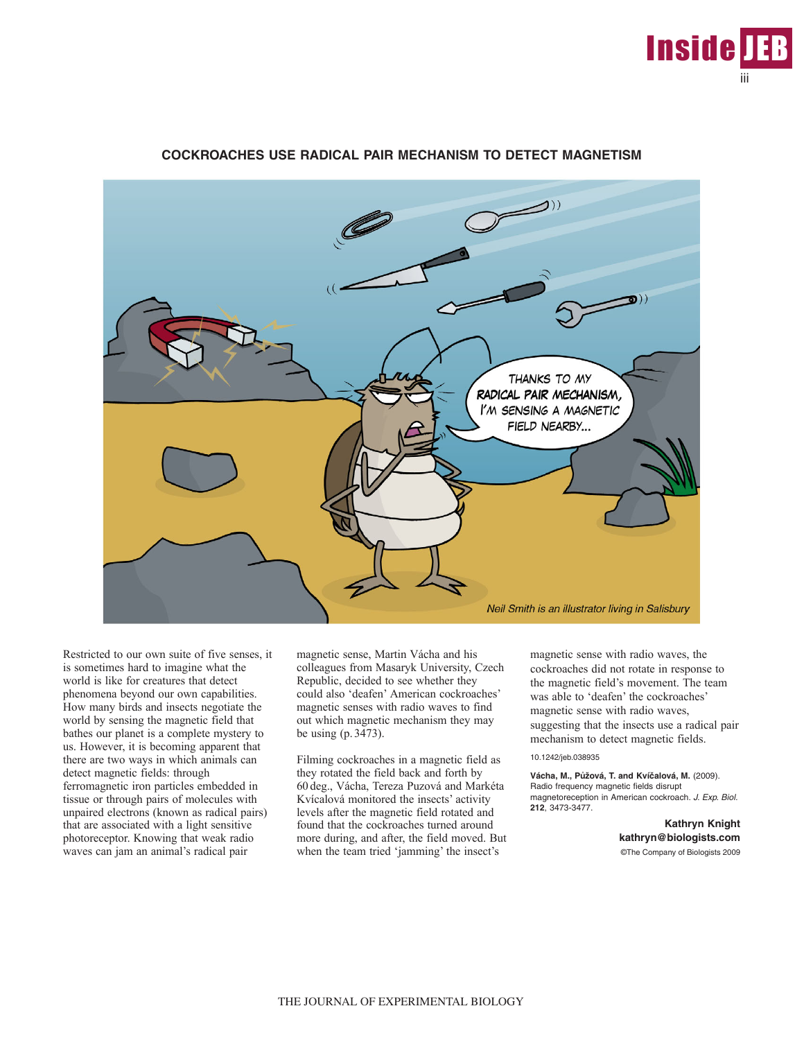## COCKROACHES USE RADICAL PAIR MECHANISM TO DETECT MAGNETISM

*Neil Smith is an illustrator living in Salisbury*

Restricted to our own suite of five senses, it is sometimes hard to imagine what the world is like for creatures that detect phenomena beyond our own capabilities. How many birds and insects negotiate the world by sensing the magnetic field that bathes our planet is a complete mystery to us. However, it is becoming apparent that there are two ways in which animals can detect magnetic fields: through ferromagnetic iron particles embedded in tissue or through pairs of molecules with unpaired electrons (known as radical pairs) that are associated with a light sensitive photoreceptor. Knowing that weak radio waves can jam an animal's radical pair magnetic sense, Martin Vácha and his colleagues from Masaryk University, Czech Republic, decided to see whether they could also 'deafen' American cockroaches' magnetic senses with radio waves to find out which magnetic mechanism they may be using (p. 3473).

Filming cockroaches in a magnetic field as they rotated the field back and forth by 60 deg., Vácha, Tereza Puzová and Markéta Kvícalová monitored the insects' activity levels after the magnetic field rotated and found that the cockroaches turned around more during, and after, the field moved. But when the team tried 'jamming' the insect's magnetic sense with radio waves, the cockroaches did not rotate in response to the magnetic field's movement. The team was able to 'deafen' the cockroaches' magnetic sense with radio waves, suggesting that the insects use a radical pair mechanism to detect magnetic fields.

10.1242/jeb.038935

**Vácha, M., Půžová, T. and Kvíčalová, M.** (2009). Radio frequency magnetic fields disrupt magnetoreception in American cockroach. *J. Exp. Biol.* **212**, 3473-3477.

**Kathryn Knight**
**kathryn@biologists.com**

©The Company of Biologists 2009